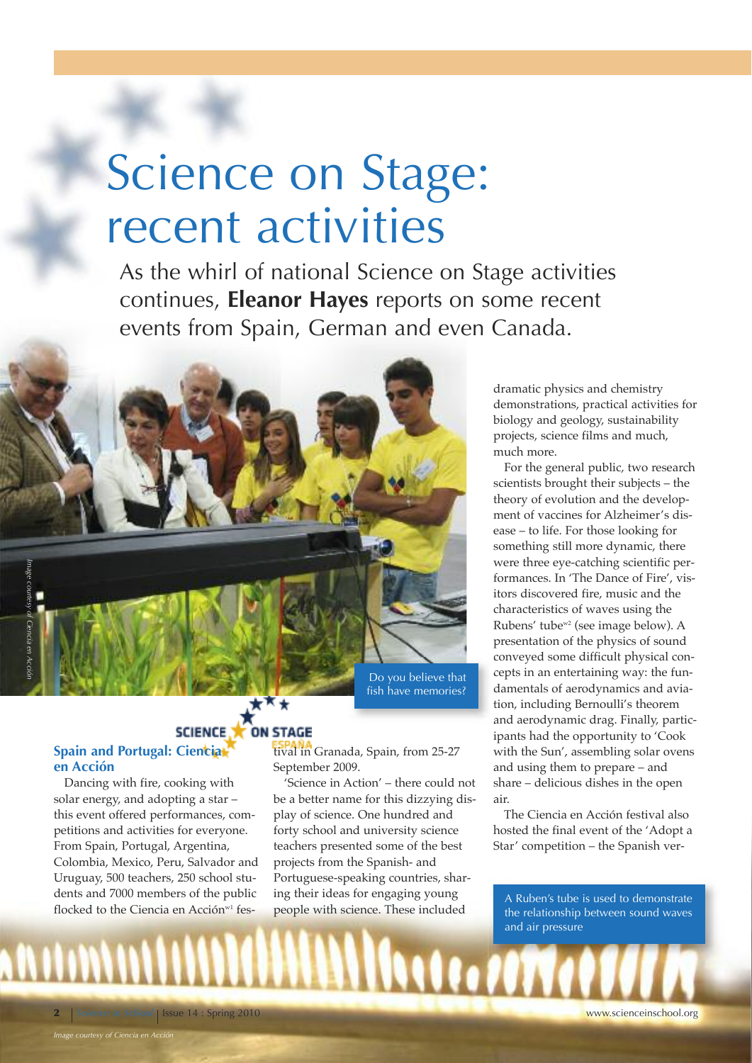# Science on Stage: recent activities

As the whirl of national Science on Stage activities continues, **Eleanor Hayes** reports on some recent events from Spain, German and even Canada.

Do you believe that fish have memories?

## Spain and Portugal: Ciencia en Acción

Dancing with fire, cooking with solar energy, and adopting a star – this event offered performances, competitions and activities for everyone. From Spain, Portugal, Argentina, Colombia, Mexico, Peru, Salvador and Uruguay, 500 teachers, 250 school students and 7000 members of the public flocked to the Ciencia en Acción[w1] festival in Granada, Spain, from 25-27 September 2009.

'Science in Action' – there could not be a better name for this dizzying display of science. One hundred and forty school and university science teachers presented some of the best projects from the Spanish- and Portuguese-speaking countries, sharing their ideas for engaging young people with science. These included dramatic physics and chemistry demonstrations, practical activities for biology and geology, sustainability projects, science films and much, much more.

For the general public, two research scientists brought their subjects – the theory of evolution and the development of vaccines for Alzheimer's disease – to life. For those looking for something still more dynamic, there were three eye-catching scientific performances. In 'The Dance of Fire', visitors discovered fire, music and the characteristics of waves using the Rubens' tube[w2] (see image below). A presentation of the physics of sound conveyed some difficult physical concepts in an entertaining way: the fundamentals of aerodynamics and aviation, including Bernoulli's theorem and aerodynamic drag. Finally, participants had the opportunity to 'Cook with the Sun', assembling solar ovens and using them to prepare – and share – delicious dishes in the open air.

The Ciencia en Acción festival also hosted the final event of the 'Adopt a Star' competition – the Spanish ver-

A Ruben's tube is used to demonstrate the relationship between sound waves and air pressure

*Image courtesy of Ciencia en Acción*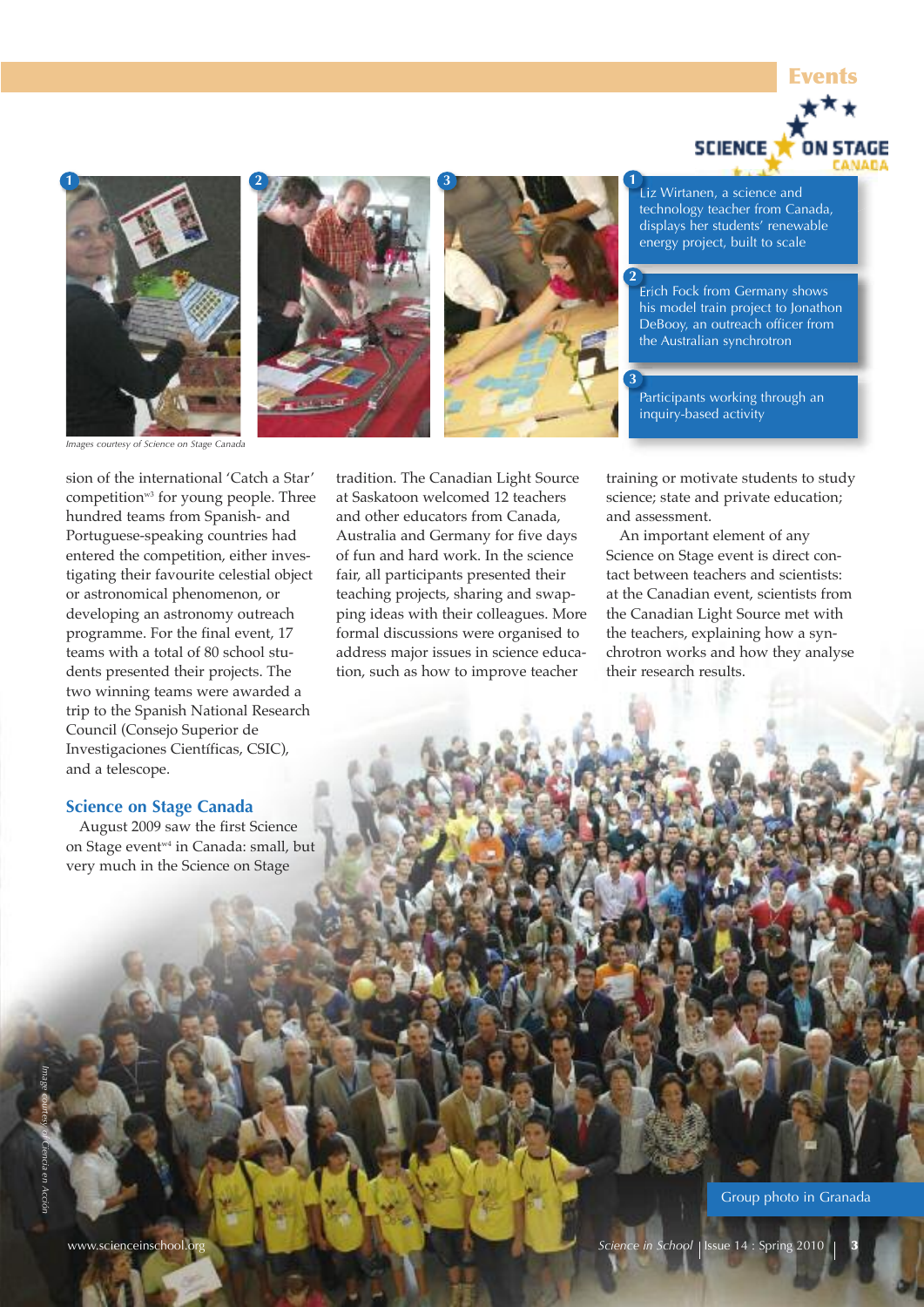Events

1 Liz Wirtanen, a science and technology teacher from Canada, displays her students' renewable energy project, built to scale

2 Erich Fock from Germany shows his model train project to Jonathon DeBooy, an outreach officer from the Australian synchrotron

3 Participants working through an inquiry-based activity

*Images courtesy of Science on Stage Canada*

sion of the international 'Catch a Star' competition[w3] for young people. Three hundred teams from Spanish- and Portuguese-speaking countries had entered the competition, either investigating their favourite celestial object or astronomical phenomenon, or developing an astronomy outreach programme. For the final event, 17 teams with a total of 80 school students presented their projects. The two winning teams were awarded a trip to the Spanish National Research Council (Consejo Superior de Investigaciones Científicas, CSIC), and a telescope.

### Science on Stage Canada

August 2009 saw the first Science on Stage event[w4] in Canada: small, but very much in the Science on Stage tradition. The Canadian Light Source at Saskatoon welcomed 12 teachers and other educators from Canada, Australia and Germany for five days of fun and hard work. In the science fair, all participants presented their teaching projects, sharing and swapping ideas with their colleagues. More formal discussions were organised to address major issues in science education, such as how to improve teacher training or motivate students to study science; state and private education; and assessment.

An important element of any Science on Stage event is direct contact between teachers and scientists: at the Canadian event, scientists from the Canadian Light Source met with the teachers, explaining how a synchrotron works and how they analyse their research results.

*Image courtesy of Ciencia en Acción*

Group photo in Granada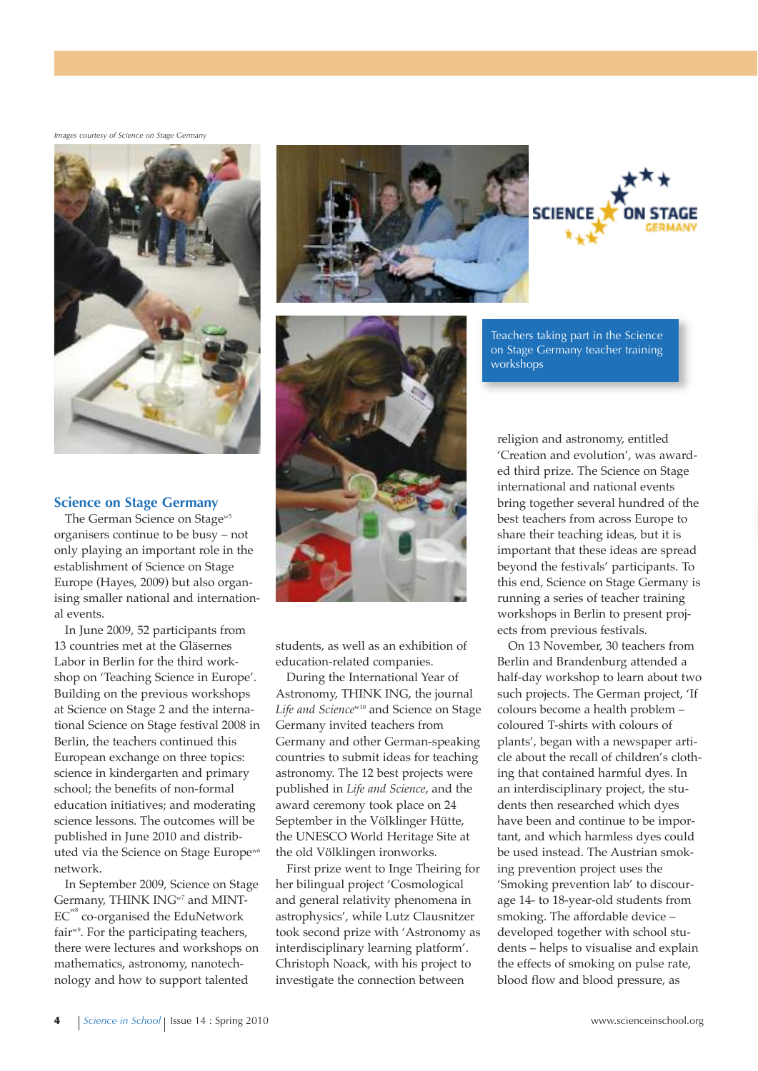Images courtesy of Science on Stage Germany

Teachers taking part in the Science on Stage Germany teacher training workshops

## Science on Stage Germany

The German Science on Stage[w5] organisers continue to be busy – not only playing an important role in the establishment of Science on Stage Europe (Hayes, 2009) but also organising smaller national and international events.

In June 2009, 52 participants from 13 countries met at the Gläsernes Labor in Berlin for the third workshop on 'Teaching Science in Europe'. Building on the previous workshops at Science on Stage 2 and the international Science on Stage festival 2008 in Berlin, the teachers continued this European exchange on three topics: science in kindergarten and primary school; the benefits of non-formal education initiatives; and moderating science lessons. The outcomes will be published in June 2010 and distributed via the Science on Stage Europe[w6] network.

In September 2009, Science on Stage Germany, THINK ING[w7] and MINT-EC[w8] co-organised the EduNetwork fair[w9]. For the participating teachers, there were lectures and workshops on mathematics, astronomy, nanotechnology and how to support talented students, as well as an exhibition of education-related companies.

During the International Year of Astronomy, THINK ING, the journal *Life and Science*[w10] and Science on Stage Germany invited teachers from Germany and other German-speaking countries to submit ideas for teaching astronomy. The 12 best projects were published in *Life and Science*, and the award ceremony took place on 24 September in the Völklinger Hütte, the UNESCO World Heritage Site at the old Völklingen ironworks.

First prize went to Inge Theiring for her bilingual project 'Cosmological and general relativity phenomena in astrophysics', while Lutz Clausnitzer took second prize with 'Astronomy as interdisciplinary learning platform'. Christoph Noack, with his project to investigate the connection between religion and astronomy, entitled 'Creation and evolution', was awarded third prize. The Science on Stage international and national events bring together several hundred of the best teachers from across Europe to share their teaching ideas, but it is important that these ideas are spread beyond the festivals' participants. To this end, Science on Stage Germany is running a series of teacher training workshops in Berlin to present projects from previous festivals.

On 13 November, 30 teachers from Berlin and Brandenburg attended a half-day workshop to learn about two such projects. The German project, 'If colours become a health problem – coloured T-shirts with colours of plants', began with a newspaper article about the recall of children's clothing that contained harmful dyes. In an interdisciplinary project, the students then researched which dyes have been and continue to be important, and which harmless dyes could be used instead. The Austrian smoking prevention project uses the 'Smoking prevention lab' to discourage 14- to 18-year-old students from smoking. The affordable device – developed together with school students – helps to visualise and explain the effects of smoking on pulse rate, blood flow and blood pressure, as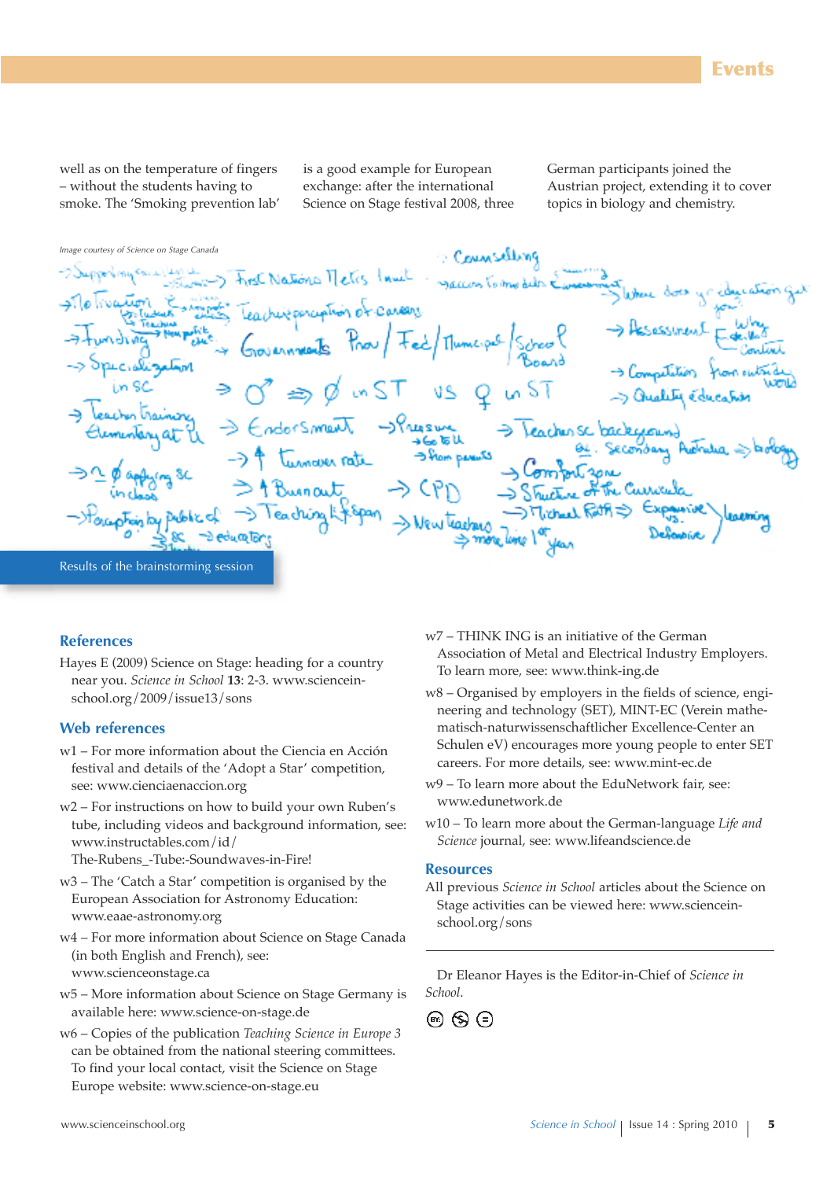well as on the temperature of fingers – without the students having to smoke. The 'Smoking prevention lab' is a good example for European exchange: after the international Science on Stage festival 2008, three German participants joined the Austrian project, extending it to cover topics in biology and chemistry.

Image courtesy of Science on Stage Canada

Results of the brainstorming session

## References

Hayes E (2009) Science on Stage: heading for a country near you. *Science in School* **13**: 2-3. www.sciencein-school.org/2009/issue13/sons

## Web references

w1 – For more information about the Ciencia en Acción festival and details of the 'Adopt a Star' competition, see: www.cienciaenaccion.org

w2 – For instructions on how to build your own Ruben's tube, including videos and background information, see: www.instructables.com/id/The-Rubens_-Tube:-Soundwaves-in-Fire!

w3 – The 'Catch a Star' competition is organised by the European Association for Astronomy Education: www.eaae-astronomy.org

w4 – For more information about Science on Stage Canada (in both English and French), see: www.scienceonstage.ca

w5 – More information about Science on Stage Germany is available here: www.science-on-stage.de

w6 – Copies of the publication *Teaching Science in Europe 3* can be obtained from the national steering committees. To find your local contact, visit the Science on Stage Europe website: www.science-on-stage.eu

w7 – THINK ING is an initiative of the German Association of Metal and Electrical Industry Employers. To learn more, see: www.think-ing.de

w8 – Organised by employers in the fields of science, engineering and technology (SET), MINT-EC (Verein mathematisch-naturwissenschaftlicher Excellence-Center an Schulen eV) encourages more young people to enter SET careers. For more details, see: www.mint-ec.de

w9 – To learn more about the EduNetwork fair, see: www.edunetwork.de

w10 – To learn more about the German-language *Life and Science* journal, see: www.lifeandscience.de

## Resources

All previous *Science in School* articles about the Science on Stage activities can be viewed here: www.sciencein-school.org/sons

Dr Eleanor Hayes is the Editor-in-Chief of *Science in School*.